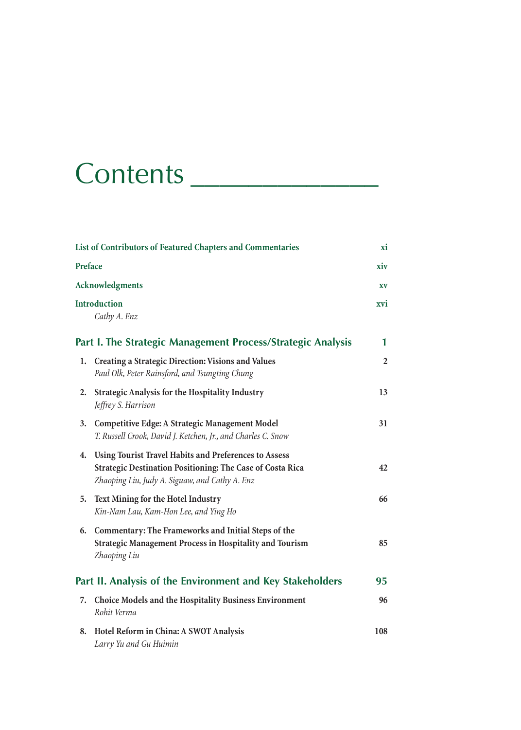# Contents

| | |
|---|---|
| **List of Contributors of Featured Chapters and Commentaries** | **xi** |
| **Preface** | **xiv** |
| **Acknowledgments** | **xv** |
| **Introduction**<br>*Cathy A. Enz* | **xvi** |

## Part I. The Strategic Management Process/Strategic Analysis — 1

1. **Creating a Strategic Direction: Visions and Values** — 2
   *Paul Olk, Peter Rainsford, and Tsungting Chung*
2. **Strategic Analysis for the Hospitality Industry** — 13
   *Jeffrey S. Harrison*
3. **Competitive Edge: A Strategic Management Model** — 31
   *T. Russell Crook, David J. Ketchen, Jr., and Charles C. Snow*
4. **Using Tourist Travel Habits and Preferences to Assess Strategic Destination Positioning: The Case of Costa Rica** — 42
   *Zhaoping Liu, Judy A. Siguaw, and Cathy A. Enz*
5. **Text Mining for the Hotel Industry** — 66
   *Kin-Nam Lau, Kam-Hon Lee, and Ying Ho*
6. **Commentary: The Frameworks and Initial Steps of the Strategic Management Process in Hospitality and Tourism** — 85
   *Zhaoping Liu*

## Part II. Analysis of the Environment and Key Stakeholders — 95

7. **Choice Models and the Hospitality Business Environment** — 96
   *Rohit Verma*
8. **Hotel Reform in China: A SWOT Analysis** — 108
   *Larry Yu and Gu Huimin*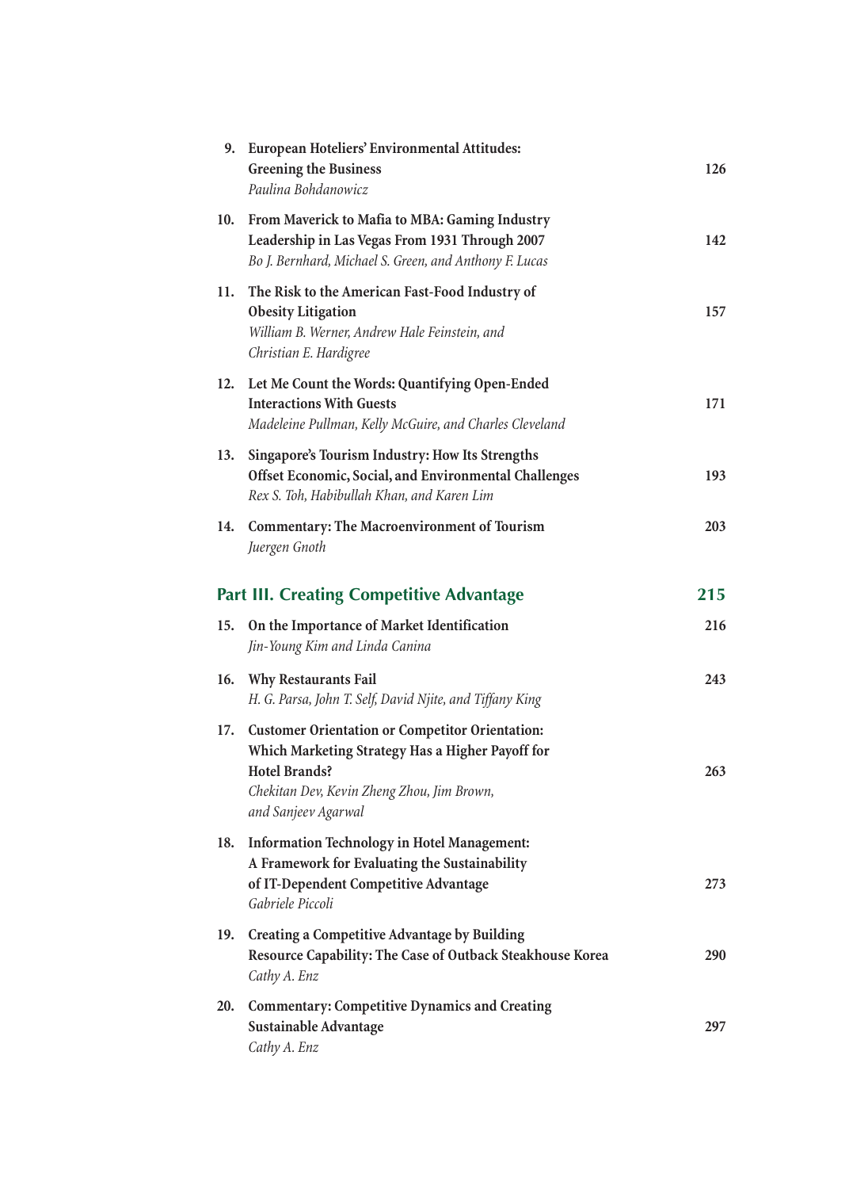9. **European Hoteliers' Environmental Attitudes: Greening the Business** 126
   *Paulina Bohdanowicz*

10. **From Maverick to Mafia to MBA: Gaming Industry Leadership in Las Vegas From 1931 Through 2007** 142
    *Bo J. Bernhard, Michael S. Green, and Anthony F. Lucas*

11. **The Risk to the American Fast-Food Industry of Obesity Litigation** 157
    *William B. Werner, Andrew Hale Feinstein, and Christian E. Hardigree*

12. **Let Me Count the Words: Quantifying Open-Ended Interactions With Guests** 171
    *Madeleine Pullman, Kelly McGuire, and Charles Cleveland*

13. **Singapore's Tourism Industry: How Its Strengths Offset Economic, Social, and Environmental Challenges** 193
    *Rex S. Toh, Habibullah Khan, and Karen Lim*

14. **Commentary: The Macroenvironment of Tourism** 203
    *Juergen Gnoth*

## Part III. Creating Competitive Advantage 215

15. **On the Importance of Market Identification** 216
    *Jin-Young Kim and Linda Canina*

16. **Why Restaurants Fail** 243
    *H. G. Parsa, John T. Self, David Njite, and Tiffany King*

17. **Customer Orientation or Competitor Orientation: Which Marketing Strategy Has a Higher Payoff for Hotel Brands?** 263
    *Chekitan Dev, Kevin Zheng Zhou, Jim Brown, and Sanjeev Agarwal*

18. **Information Technology in Hotel Management: A Framework for Evaluating the Sustainability of IT-Dependent Competitive Advantage** 273
    *Gabriele Piccoli*

19. **Creating a Competitive Advantage by Building Resource Capability: The Case of Outback Steakhouse Korea** 290
    *Cathy A. Enz*

20. **Commentary: Competitive Dynamics and Creating Sustainable Advantage** 297
    *Cathy A. Enz*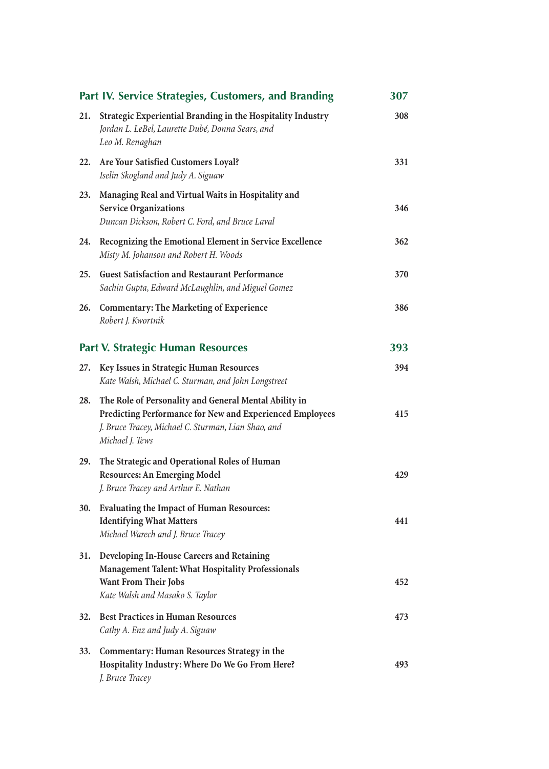## Part IV. Service Strategies, Customers, and Branding — 307

21. **Strategic Experiential Branding in the Hospitality Industry** — 308
    *Jordan L. LeBel, Laurette Dubé, Donna Sears, and Leo M. Renaghan*

22. **Are Your Satisfied Customers Loyal?** — 331
    *Iselin Skogland and Judy A. Siguaw*

23. **Managing Real and Virtual Waits in Hospitality and Service Organizations** — 346
    *Duncan Dickson, Robert C. Ford, and Bruce Laval*

24. **Recognizing the Emotional Element in Service Excellence** — 362
    *Misty M. Johanson and Robert H. Woods*

25. **Guest Satisfaction and Restaurant Performance** — 370
    *Sachin Gupta, Edward McLaughlin, and Miguel Gomez*

26. **Commentary: The Marketing of Experience** — 386
    *Robert J. Kwortnik*

## Part V. Strategic Human Resources — 393

27. **Key Issues in Strategic Human Resources** — 394
    *Kate Walsh, Michael C. Sturman, and John Longstreet*

28. **The Role of Personality and General Mental Ability in Predicting Performance for New and Experienced Employees** — 415
    *J. Bruce Tracey, Michael C. Sturman, Lian Shao, and Michael J. Tews*

29. **The Strategic and Operational Roles of Human Resources: An Emerging Model** — 429
    *J. Bruce Tracey and Arthur E. Nathan*

30. **Evaluating the Impact of Human Resources: Identifying What Matters** — 441
    *Michael Warech and J. Bruce Tracey*

31. **Developing In-House Careers and Retaining Management Talent: What Hospitality Professionals Want From Their Jobs** — 452
    *Kate Walsh and Masako S. Taylor*

32. **Best Practices in Human Resources** — 473
    *Cathy A. Enz and Judy A. Siguaw*

33. **Commentary: Human Resources Strategy in the Hospitality Industry: Where Do We Go From Here?** — 493
    *J. Bruce Tracey*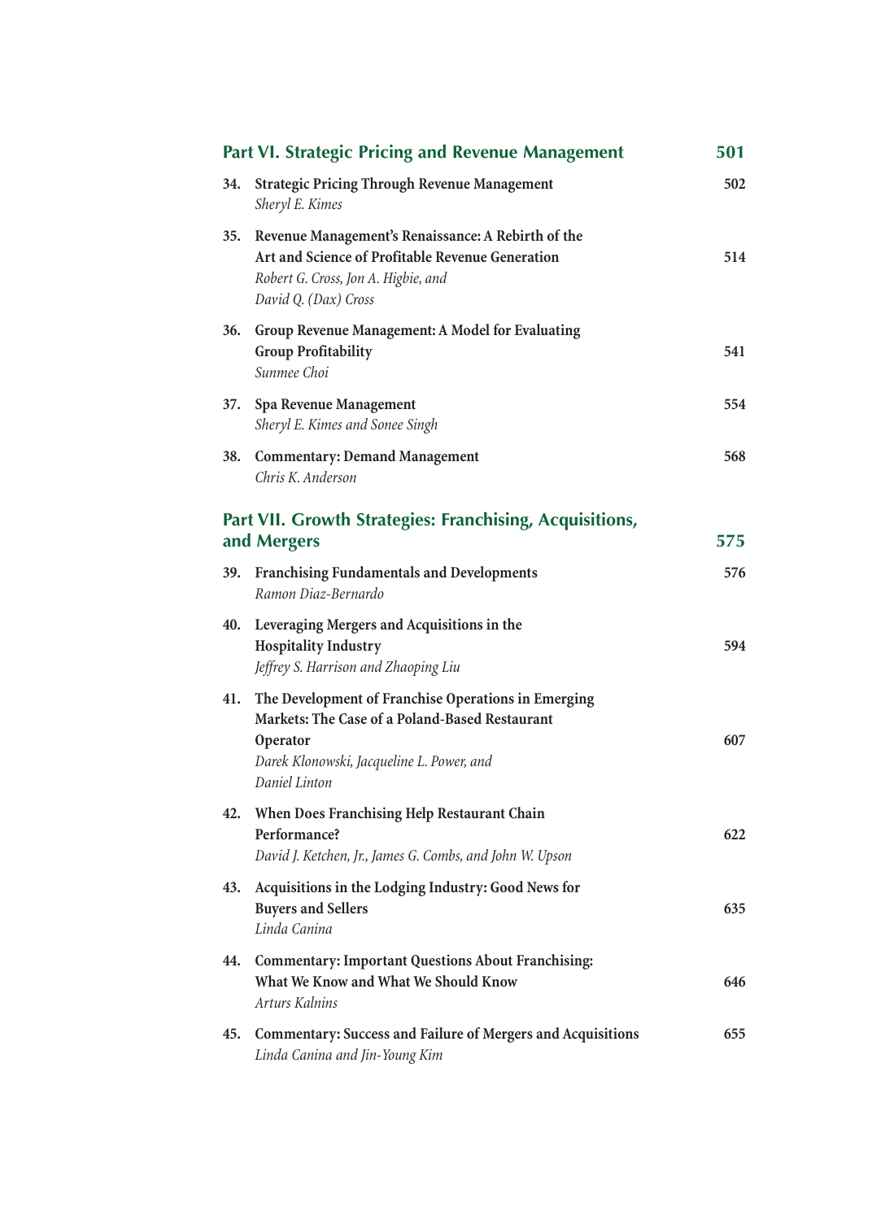## Part VI. Strategic Pricing and Revenue Management 501

34. **Strategic Pricing Through Revenue Management** 502
    *Sheryl E. Kimes*

35. **Revenue Management's Renaissance: A Rebirth of the Art and Science of Profitable Revenue Generation** 514
    *Robert G. Cross, Jon A. Higbie, and David Q. (Dax) Cross*

36. **Group Revenue Management: A Model for Evaluating Group Profitability** 541
    *Sunmee Choi*

37. **Spa Revenue Management** 554
    *Sheryl E. Kimes and Sonee Singh*

38. **Commentary: Demand Management** 568
    *Chris K. Anderson*

## Part VII. Growth Strategies: Franchising, Acquisitions, and Mergers 575

39. **Franchising Fundamentals and Developments** 576
    *Ramon Diaz-Bernardo*

40. **Leveraging Mergers and Acquisitions in the Hospitality Industry** 594
    *Jeffrey S. Harrison and Zhaoping Liu*

41. **The Development of Franchise Operations in Emerging Markets: The Case of a Poland-Based Restaurant Operator** 607
    *Darek Klonowski, Jacqueline L. Power, and Daniel Linton*

42. **When Does Franchising Help Restaurant Chain Performance?** 622
    *David J. Ketchen, Jr., James G. Combs, and John W. Upson*

43. **Acquisitions in the Lodging Industry: Good News for Buyers and Sellers** 635
    *Linda Canina*

44. **Commentary: Important Questions About Franchising: What We Know and What We Should Know** 646
    *Arturs Kalnins*

45. **Commentary: Success and Failure of Mergers and Acquisitions** 655
    *Linda Canina and Jin-Young Kim*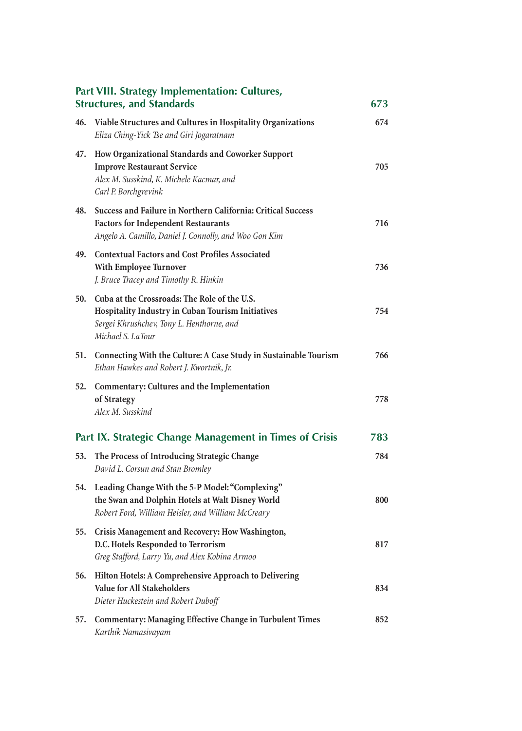## Part VIII. Strategy Implementation: Cultures, Structures, and Standards — 673

46. **Viable Structures and Cultures in Hospitality Organizations** — 674
    *Eliza Ching-Yick Tse and Giri Jogaratnam*

47. **How Organizational Standards and Coworker Support Improve Restaurant Service** — 705
    *Alex M. Susskind, K. Michele Kacmar, and Carl P. Borchgrevink*

48. **Success and Failure in Northern California: Critical Success Factors for Independent Restaurants** — 716
    *Angelo A. Camillo, Daniel J. Connolly, and Woo Gon Kim*

49. **Contextual Factors and Cost Profiles Associated With Employee Turnover** — 736
    *J. Bruce Tracey and Timothy R. Hinkin*

50. **Cuba at the Crossroads: The Role of the U.S. Hospitality Industry in Cuban Tourism Initiatives** — 754
    *Sergei Khrushchev, Tony L. Henthorne, and Michael S. LaTour*

51. **Connecting With the Culture: A Case Study in Sustainable Tourism** — 766
    *Ethan Hawkes and Robert J. Kwortnik, Jr.*

52. **Commentary: Cultures and the Implementation of Strategy** — 778
    *Alex M. Susskind*

## Part IX. Strategic Change Management in Times of Crisis — 783

53. **The Process of Introducing Strategic Change** — 784
    *David L. Corsun and Stan Bromley*

54. **Leading Change With the 5-P Model: "Complexing" the Swan and Dolphin Hotels at Walt Disney World** — 800
    *Robert Ford, William Heisler, and William McCreary*

55. **Crisis Management and Recovery: How Washington, D.C. Hotels Responded to Terrorism** — 817
    *Greg Stafford, Larry Yu, and Alex Kobina Armoo*

56. **Hilton Hotels: A Comprehensive Approach to Delivering Value for All Stakeholders** — 834
    *Dieter Huckestein and Robert Duboff*

57. **Commentary: Managing Effective Change in Turbulent Times** — 852
    *Karthik Namasivayam*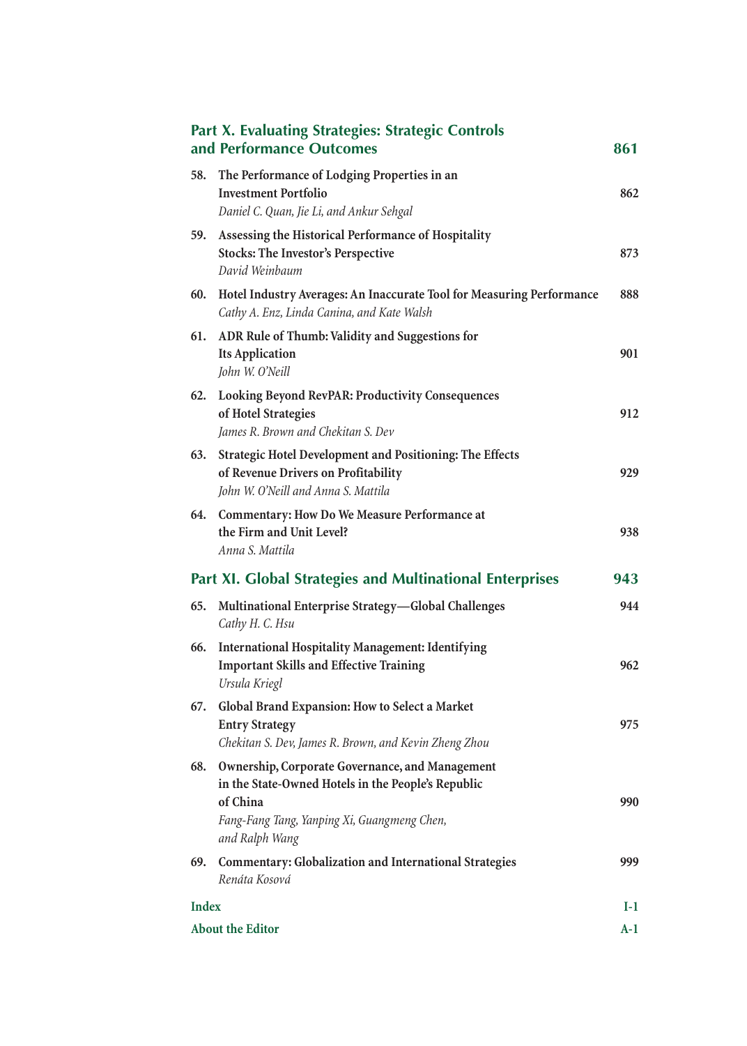## Part X. Evaluating Strategies: Strategic Controls and Performance Outcomes — 861

**58. The Performance of Lodging Properties in an Investment Portfolio** — 862
*Daniel C. Quan, Jie Li, and Ankur Sehgal*

**59. Assessing the Historical Performance of Hospitality Stocks: The Investor's Perspective** — 873
*David Weinbaum*

**60. Hotel Industry Averages: An Inaccurate Tool for Measuring Performance** — 888
*Cathy A. Enz, Linda Canina, and Kate Walsh*

**61. ADR Rule of Thumb: Validity and Suggestions for Its Application** — 901
*John W. O'Neill*

**62. Looking Beyond RevPAR: Productivity Consequences of Hotel Strategies** — 912
*James R. Brown and Chekitan S. Dev*

**63. Strategic Hotel Development and Positioning: The Effects of Revenue Drivers on Profitability** — 929
*John W. O'Neill and Anna S. Mattila*

**64. Commentary: How Do We Measure Performance at the Firm and Unit Level?** — 938
*Anna S. Mattila*

## Part XI. Global Strategies and Multinational Enterprises — 943

**65. Multinational Enterprise Strategy—Global Challenges** — 944
*Cathy H. C. Hsu*

**66. International Hospitality Management: Identifying Important Skills and Effective Training** — 962
*Ursula Kriegl*

**67. Global Brand Expansion: How to Select a Market Entry Strategy** — 975
*Chekitan S. Dev, James R. Brown, and Kevin Zheng Zhou*

**68. Ownership, Corporate Governance, and Management in the State-Owned Hotels in the People's Republic of China** — 990
*Fang-Fang Tang, Yanping Xi, Guangmeng Chen, and Ralph Wang*

**69. Commentary: Globalization and International Strategies** — 999
*Renáta Kosová*

**Index** — I-1

**About the Editor** — A-1